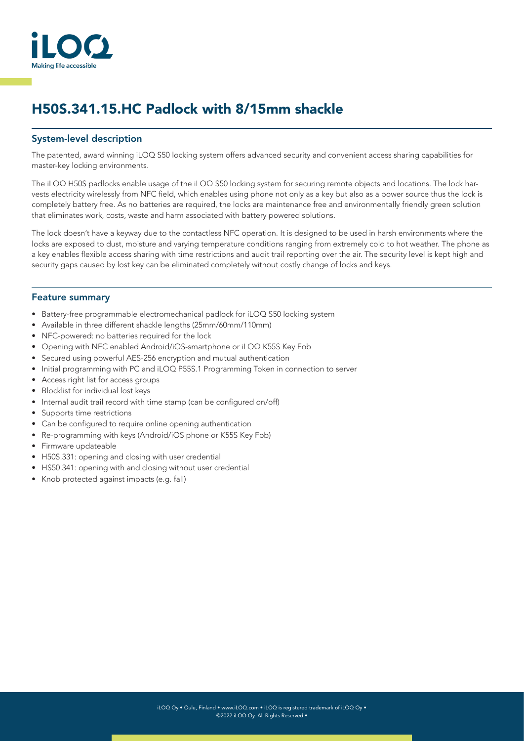# H50S.341.15.HC Padlock with 8/15mm shackle

## System-level description

The patented, award winning iLOQ S50 locking system offers advanced security and convenient access sharing capabilities for master-key locking environments.

The iLOQ H50S padlocks enable usage of the iLOQ S50 locking system for securing remote objects and locations. The lock harvests electricity wirelessly from NFC field, which enables using phone not only as a key but also as a power source thus the lock is completely battery free. As no batteries are required, the locks are maintenance free and environmentally friendly green solution that eliminates work, costs, waste and harm associated with battery powered solutions.

The lock doesn't have a keyway due to the contactless NFC operation. It is designed to be used in harsh environments where the locks are exposed to dust, moisture and varying temperature conditions ranging from extremely cold to hot weather. The phone as a key enables flexible access sharing with time restrictions and audit trail reporting over the air. The security level is kept high and security gaps caused by lost key can be eliminated completely without costly change of locks and keys.

## Feature summary

- Battery-free programmable electromechanical padlock for iLOQ S50 locking system
- Available in three different shackle lengths (25mm/60mm/110mm)
- NFC-powered: no batteries required for the lock
- Opening with NFC enabled Android/iOS-smartphone or iLOQ K55S Key Fob
- Secured using powerful AES-256 encryption and mutual authentication
- Initial programming with PC and iLOQ P55S.1 Programming Token in connection to server
- Access right list for access groups
- Blocklist for individual lost keys
- Internal audit trail record with time stamp (can be configured on/off)
- Supports time restrictions
- Can be configured to require online opening authentication
- Re-programming with keys (Android/iOS phone or K55S Key Fob)
- Firmware updateable
- H50S.331: opening and closing with user credential
- HS50.341: opening with and closing without user credential
- Knob protected against impacts (e.g. fall)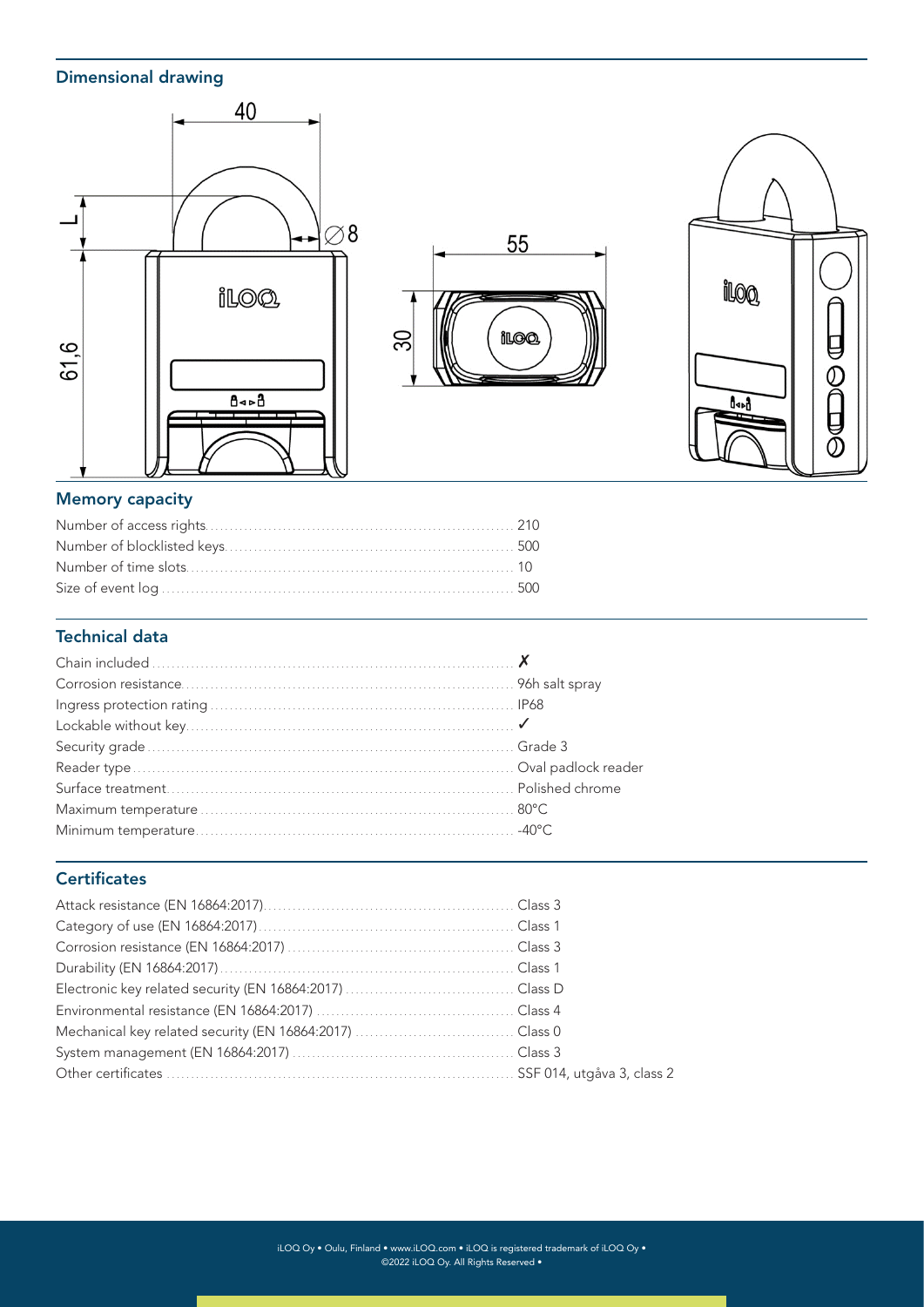## Dimensional drawing

40

L

∅8

61,6

55

30

## Memory capacity

| | |
|---|---|
| Number of access rights | 210 |
| Number of blocklisted keys | 500 |
| Number of time slots | 10 |
| Size of event log | 500 |

## Technical data

| | |
|---|---|
| Chain included | ✗ |
| Corrosion resistance | 96h salt spray |
| Ingress protection rating | IP68 |
| Lockable without key | ✓ |
| Security grade | Grade 3 |
| Reader type | Oval padlock reader |
| Surface treatment | Polished chrome |
| Maximum temperature | 80°C |
| Minimum temperature | -40°C |

## Certificates

| | |
|---|---|
| Attack resistance (EN 16864:2017) | Class 3 |
| Category of use (EN 16864:2017) | Class 1 |
| Corrosion resistance (EN 16864:2017) | Class 3 |
| Durability (EN 16864:2017) | Class 1 |
| Electronic key related security (EN 16864:2017) | Class D |
| Environmental resistance (EN 16864:2017) | Class 4 |
| Mechanical key related security (EN 16864:2017) | Class 0 |
| System management (EN 16864:2017) | Class 3 |
| Other certificates | SSF 014, utgåva 3, class 2 |

iLOQ Oy • Oulu, Finland • www.iLOQ.com • iLOQ is registered trademark of iLOQ Oy •
©2022 iLOQ Oy. All Rights Reserved •